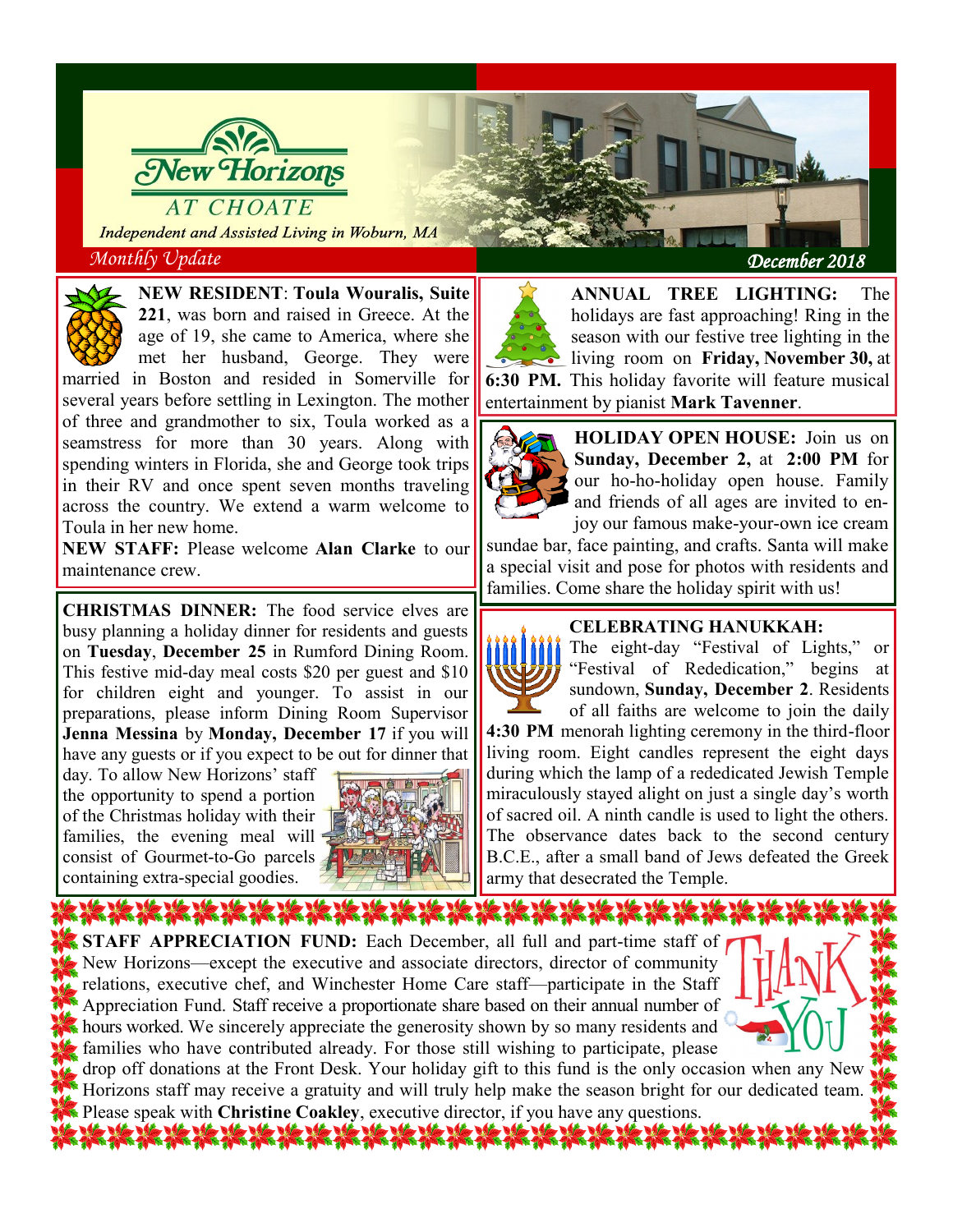# New Horizons AT CHOATE

*Independent and Assisted Living in Woburn, MA*

*Monthly Update* — *December 2018*

**NEW RESIDENT**: **Toula Wouralis, Suite 221**, was born and raised in Greece. At the age of 19, she came to America, where she met her husband, George. They were married in Boston and resided in Somerville for several years before settling in Lexington. The mother of three and grandmother to six, Toula worked as a seamstress for more than 30 years. Along with spending winters in Florida, she and George took trips in their RV and once spent seven months traveling across the country. We extend a warm welcome to Toula in her new home.

**NEW STAFF:** Please welcome **Alan Clarke** to our maintenance crew.

**CHRISTMAS DINNER:** The food service elves are busy planning a holiday dinner for residents and guests on **Tuesday**, **December 25** in Rumford Dining Room. This festive mid-day meal costs $20 per guest and $10 for children eight and younger. To assist in our preparations, please inform Dining Room Supervisor **Jenna Messina** by **Monday, December 17** if you will have any guests or if you expect to be out for dinner that day. To allow New Horizons' staff the opportunity to spend a portion of the Christmas holiday with their families, the evening meal will consist of Gourmet-to-Go parcels containing extra-special goodies.

**ANNUAL TREE LIGHTING:** The holidays are fast approaching! Ring in the season with our festive tree lighting in the living room on **Friday, November 30,** at **6:30 PM.** This holiday favorite will feature musical entertainment by pianist **Mark Tavenner**.

**HOLIDAY OPEN HOUSE:** Join us on **Sunday, December 2,** at **2:00 PM** for our ho-ho-holiday open house. Family and friends of all ages are invited to enjoy our famous make-your-own ice cream sundae bar, face painting, and crafts. Santa will make a special visit and pose for photos with residents and families. Come share the holiday spirit with us!

**CELEBRATING HANUKKAH:** The eight-day "Festival of Lights," or "Festival of Rededication," begins at sundown, **Sunday, December 2**. Residents of all faiths are welcome to join the daily **4:30 PM** menorah lighting ceremony in the third-floor living room. Eight candles represent the eight days during which the lamp of a rededicated Jewish Temple miraculously stayed alight on just a single day's worth of sacred oil. A ninth candle is used to light the others. The observance dates back to the second century B.C.E., after a small band of Jews defeated the Greek army that desecrated the Temple.

**STAFF APPRECIATION FUND:** Each December, all full and part-time staff of New Horizons—except the executive and associate directors, director of community relations, executive chef, and Winchester Home Care staff—participate in the Staff Appreciation Fund. Staff receive a proportionate share based on their annual number of hours worked. We sincerely appreciate the generosity shown by so many residents and families who have contributed already. For those still wishing to participate, please drop off donations at the Front Desk. Your holiday gift to this fund is the only occasion when any New Horizons staff may receive a gratuity and will truly help make the season bright for our dedicated team. Please speak with **Christine Coakley**, executive director, if you have any questions.

THANK YOU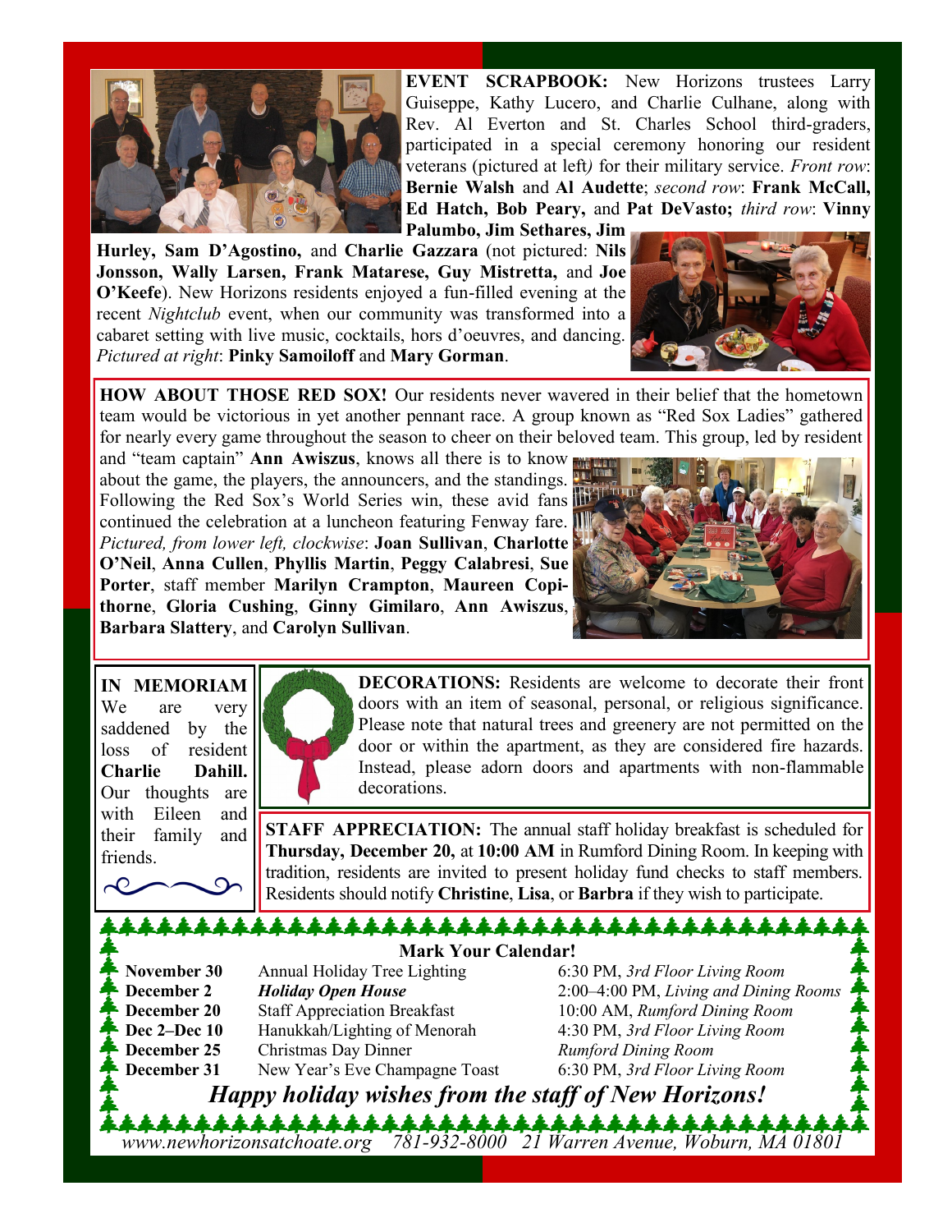**EVENT SCRAPBOOK:** New Horizons trustees Larry Guiseppe, Kathy Lucero, and Charlie Culhane, along with Rev. Al Everton and St. Charles School third-graders, participated in a special ceremony honoring our resident veterans (pictured at left*)* for their military service. *Front row*: **Bernie Walsh** and **Al Audette**; *second row*: **Frank McCall, Ed Hatch, Bob Peary,** and **Pat DeVasto;** *third row*: **Vinny Palumbo, Jim Sethares, Jim Hurley, Sam D'Agostino,** and **Charlie Gazzara** (not pictured: **Nils Jonsson, Wally Larsen, Frank Matarese, Guy Mistretta,** and **Joe O'Keefe**). New Horizons residents enjoyed a fun-filled evening at the recent *Nightclub* event, when our community was transformed into a cabaret setting with live music, cocktails, hors d'oeuvres, and dancing. *Pictured at right*: **Pinky Samoiloff** and **Mary Gorman**.

**HOW ABOUT THOSE RED SOX!** Our residents never wavered in their belief that the hometown team would be victorious in yet another pennant race. A group known as "Red Sox Ladies" gathered for nearly every game throughout the season to cheer on their beloved team. This group, led by resident and "team captain" **Ann Awiszus**, knows all there is to know about the game, the players, the announcers, and the standings. Following the Red Sox's World Series win, these avid fans continued the celebration at a luncheon featuring Fenway fare. *Pictured, from lower left, clockwise*: **Joan Sullivan**, **Charlotte O'Neil**, **Anna Cullen**, **Phyllis Martin**, **Peggy Calabresi**, **Sue Porter**, staff member **Marilyn Crampton**, **Maureen Copithorne**, **Gloria Cushing**, **Ginny Gimilaro**, **Ann Awiszus**, **Barbara Slattery**, and **Carolyn Sullivan**.

**IN MEMORIAM** We are very saddened by the loss of resident **Charlie Dahill.** Our thoughts are with Eileen and their family and friends.

**DECORATIONS:** Residents are welcome to decorate their front doors with an item of seasonal, personal, or religious significance. Please note that natural trees and greenery are not permitted on the door or within the apartment, as they are considered fire hazards. Instead, please adorn doors and apartments with non-flammable decorations.

**STAFF APPRECIATION:** The annual staff holiday breakfast is scheduled for **Thursday, December 20,** at **10:00 AM** in Rumford Dining Room. In keeping with tradition, residents are invited to present holiday fund checks to staff members. Residents should notify **Christine**, **Lisa**, or **Barbra** if they wish to participate.

**Mark Your Calendar!**

| | | |
|---|---|---|
| **November 30** | Annual Holiday Tree Lighting | 6:30 PM, *3rd Floor Living Room* |
| **December 2** | ***Holiday Open House*** | 2:00–4:00 PM, *Living and Dining Rooms* |
| **December 20** | Staff Appreciation Breakfast | 10:00 AM, *Rumford Dining Room* |
| **Dec 2–Dec 10** | Hanukkah/Lighting of Menorah | 4:30 PM, *3rd Floor Living Room* |
| **December 25** | Christmas Day Dinner | *Rumford Dining Room* |
| **December 31** | New Year's Eve Champagne Toast | 6:30 PM, *3rd Floor Living Room* |

***Happy holiday wishes from the staff of New Horizons!***

*www.newhorizonsatchoate.org 781-932-8000 21 Warren Avenue, Woburn, MA 01801*